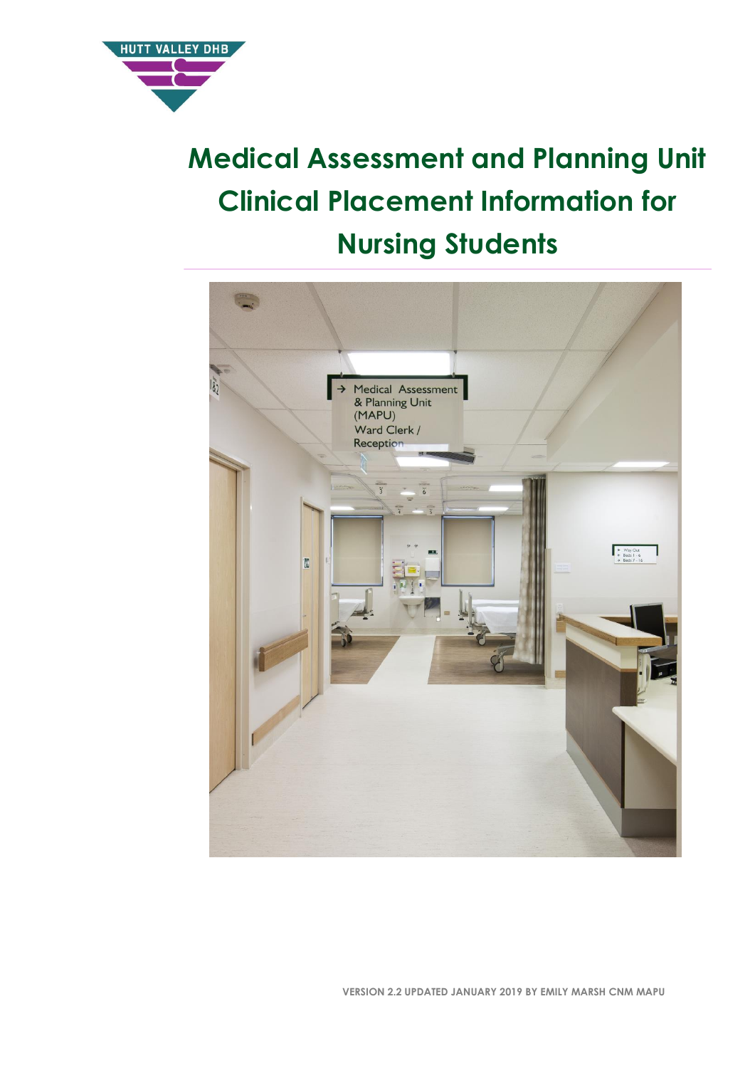HUTT VALLEY DHB

# Medical Assessment and Planning Unit Clinical Placement Information for Nursing Students

VERSION 2.2 UPDATED JANUARY 2019 BY EMILY MARSH CNM MAPU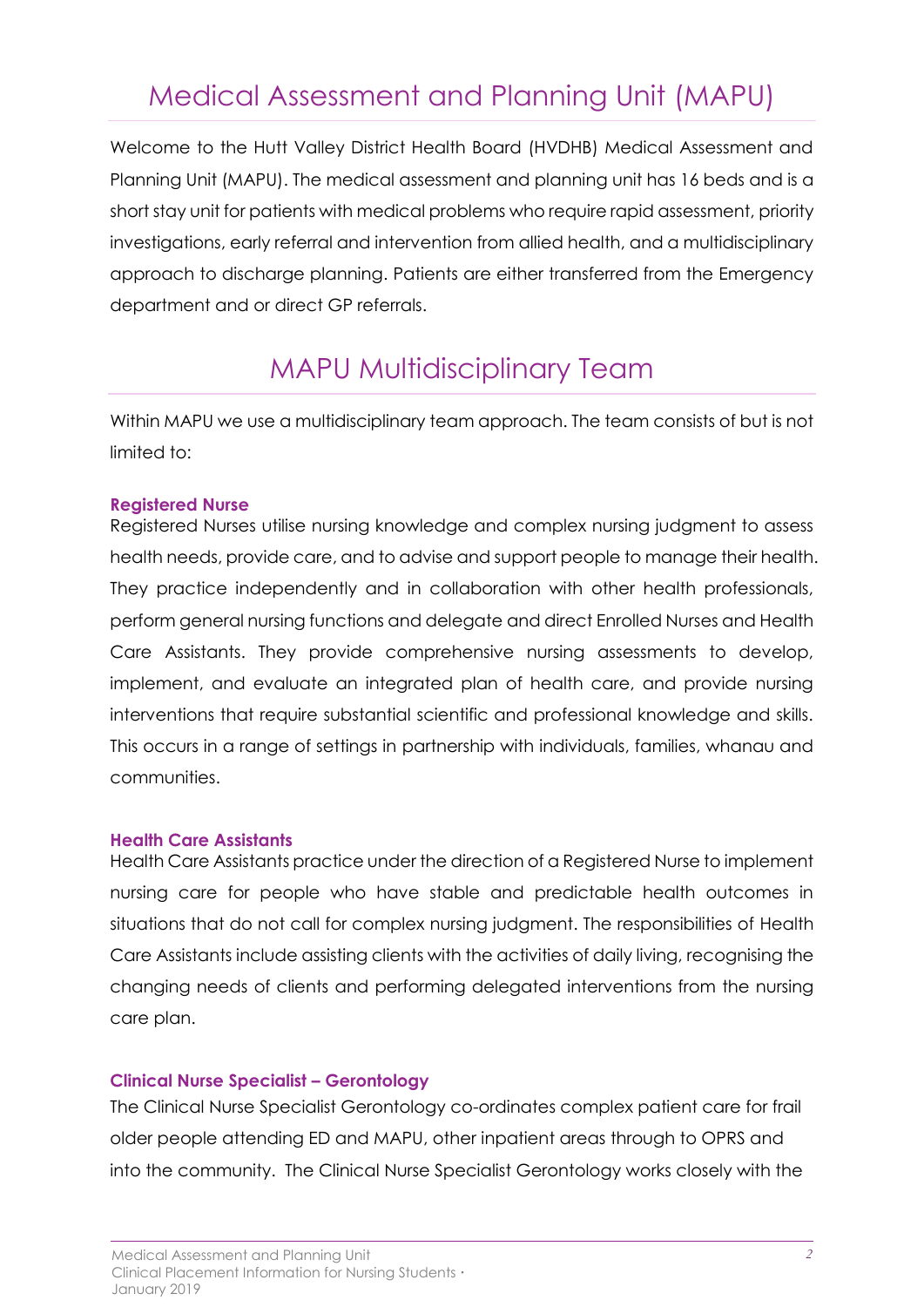# Medical Assessment and Planning Unit (MAPU)

Welcome to the Hutt Valley District Health Board (HVDHB) Medical Assessment and Planning Unit (MAPU). The medical assessment and planning unit has 16 beds and is a short stay unit for patients with medical problems who require rapid assessment, priority investigations, early referral and intervention from allied health, and a multidisciplinary approach to discharge planning. Patients are either transferred from the Emergency department and or direct GP referrals.

# MAPU Multidisciplinary Team

Within MAPU we use a multidisciplinary team approach. The team consists of but is not limited to:

### Registered Nurse

Registered Nurses utilise nursing knowledge and complex nursing judgment to assess health needs, provide care, and to advise and support people to manage their health. They practice independently and in collaboration with other health professionals, perform general nursing functions and delegate and direct Enrolled Nurses and Health Care Assistants. They provide comprehensive nursing assessments to develop, implement, and evaluate an integrated plan of health care, and provide nursing interventions that require substantial scientific and professional knowledge and skills. This occurs in a range of settings in partnership with individuals, families, whanau and communities.

### Health Care Assistants

Health Care Assistants practice under the direction of a Registered Nurse to implement nursing care for people who have stable and predictable health outcomes in situations that do not call for complex nursing judgment. The responsibilities of Health Care Assistants include assisting clients with the activities of daily living, recognising the changing needs of clients and performing delegated interventions from the nursing care plan.

### Clinical Nurse Specialist – Gerontology

The Clinical Nurse Specialist Gerontology co-ordinates complex patient care for frail older people attending ED and MAPU, other inpatient areas through to OPRS and into the community. The Clinical Nurse Specialist Gerontology works closely with the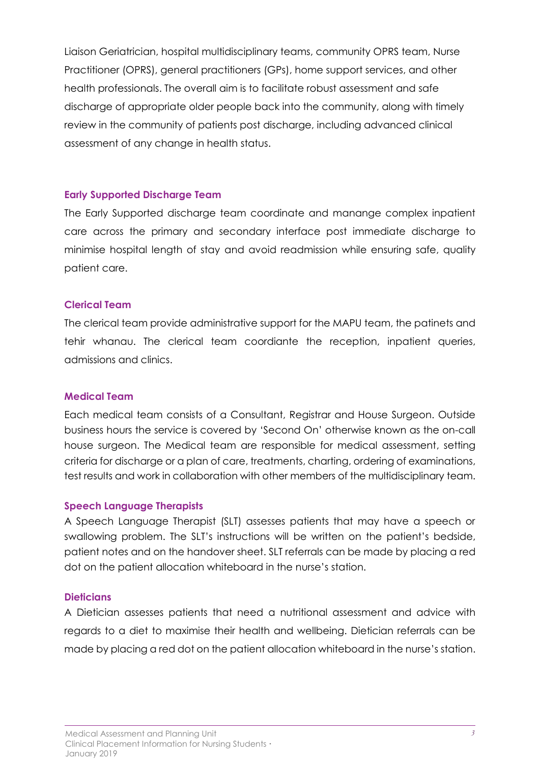Liaison Geriatrician, hospital multidisciplinary teams, community OPRS team, Nurse Practitioner (OPRS), general practitioners (GPs), home support services, and other health professionals. The overall aim is to facilitate robust assessment and safe discharge of appropriate older people back into the community, along with timely review in the community of patients post discharge, including advanced clinical assessment of any change in health status.

### Early Supported Discharge Team

The Early Supported discharge team coordinate and manange complex inpatient care across the primary and secondary interface post immediate discharge to minimise hospital length of stay and avoid readmission while ensuring safe, quality patient care.

### Clerical Team

The clerical team provide administrative support for the MAPU team, the patinets and tehir whanau. The clerical team coordiante the reception, inpatient queries, admissions and clinics.

### Medical Team

Each medical team consists of a Consultant, Registrar and House Surgeon. Outside business hours the service is covered by 'Second On' otherwise known as the on-call house surgeon. The Medical team are responsible for medical assessment, setting criteria for discharge or a plan of care, treatments, charting, ordering of examinations, test results and work in collaboration with other members of the multidisciplinary team.

### Speech Language Therapists

A Speech Language Therapist (SLT) assesses patients that may have a speech or swallowing problem. The SLT's instructions will be written on the patient's bedside, patient notes and on the handover sheet. SLT referrals can be made by placing a red dot on the patient allocation whiteboard in the nurse's station.

### Dieticians

A Dietician assesses patients that need a nutritional assessment and advice with regards to a diet to maximise their health and wellbeing. Dietician referrals can be made by placing a red dot on the patient allocation whiteboard in the nurse's station.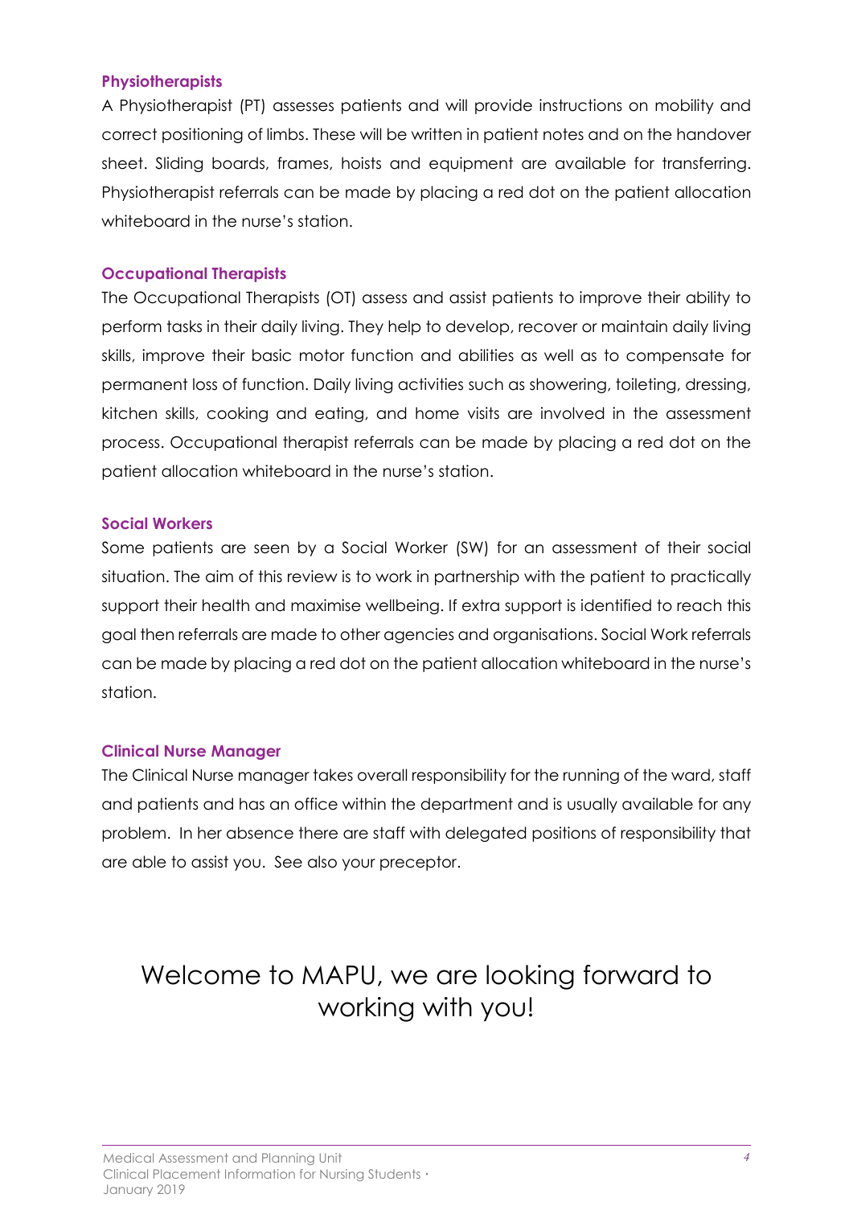### Physiotherapists

A Physiotherapist (PT) assesses patients and will provide instructions on mobility and correct positioning of limbs. These will be written in patient notes and on the handover sheet. Sliding boards, frames, hoists and equipment are available for transferring. Physiotherapist referrals can be made by placing a red dot on the patient allocation whiteboard in the nurse's station.

### Occupational Therapists

The Occupational Therapists (OT) assess and assist patients to improve their ability to perform tasks in their daily living. They help to develop, recover or maintain daily living skills, improve their basic motor function and abilities as well as to compensate for permanent loss of function. Daily living activities such as showering, toileting, dressing, kitchen skills, cooking and eating, and home visits are involved in the assessment process. Occupational therapist referrals can be made by placing a red dot on the patient allocation whiteboard in the nurse's station.

### Social Workers

Some patients are seen by a Social Worker (SW) for an assessment of their social situation. The aim of this review is to work in partnership with the patient to practically support their health and maximise wellbeing. If extra support is identified to reach this goal then referrals are made to other agencies and organisations. Social Work referrals can be made by placing a red dot on the patient allocation whiteboard in the nurse's station.

### Clinical Nurse Manager

The Clinical Nurse manager takes overall responsibility for the running of the ward, staff and patients and has an office within the department and is usually available for any problem. In her absence there are staff with delegated positions of responsibility that are able to assist you. See also your preceptor.

## Welcome to MAPU, we are looking forward to working with you!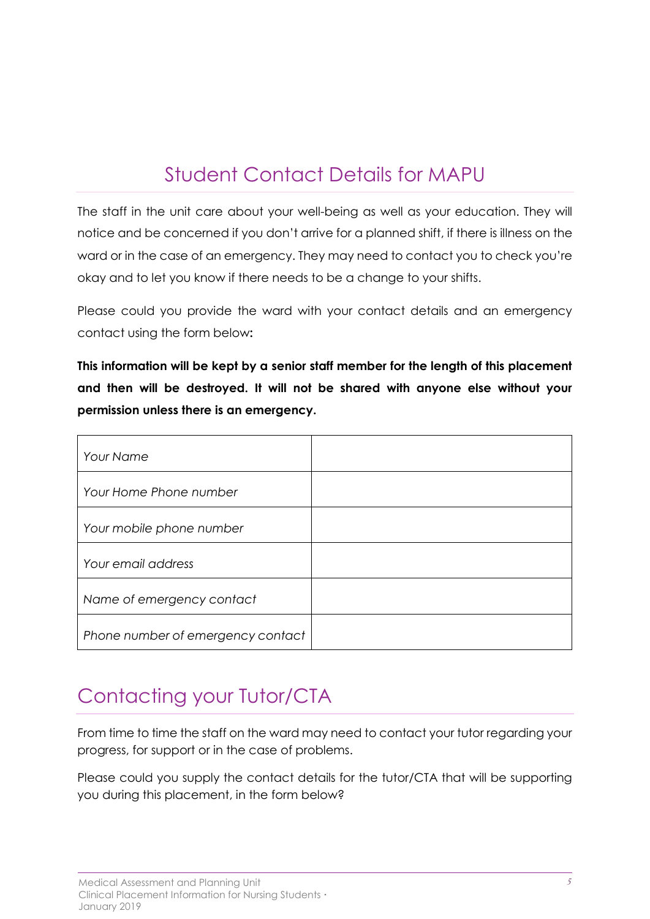## Student Contact Details for MAPU

The staff in the unit care about your well-being as well as your education. They will notice and be concerned if you don't arrive for a planned shift, if there is illness on the ward or in the case of an emergency. They may need to contact you to check you're okay and to let you know if there needs to be a change to your shifts.

Please could you provide the ward with your contact details and an emergency contact using the form below:

**This information will be kept by a senior staff member for the length of this placement and then will be destroyed. It will not be shared with anyone else without your permission unless there is an emergency.**

| | |
|---|---|
| *Your Name* | |
| *Your Home Phone number* | |
| *Your mobile phone number* | |
| *Your email address* | |
| *Name of emergency contact* | |
| *Phone number of emergency contact* | |

## Contacting your Tutor/CTA

From time to time the staff on the ward may need to contact your tutor regarding your progress, for support or in the case of problems.

Please could you supply the contact details for the tutor/CTA that will be supporting you during this placement, in the form below?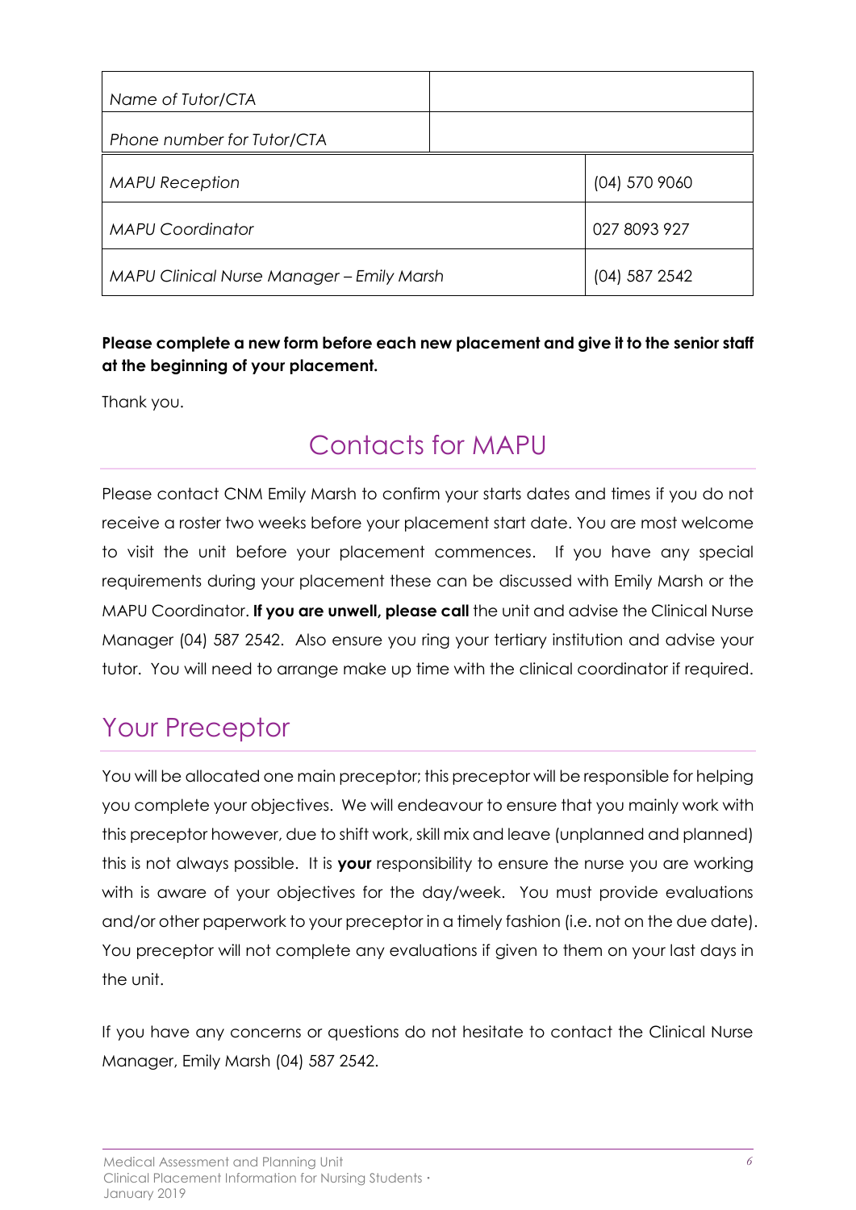| | |
|---|---|
| *Name of Tutor/CTA* | |
| *Phone number for Tutor/CTA* | |
| *MAPU Reception* | (04) 570 9060 |
| *MAPU Coordinator* | 027 8093 927 |
| *MAPU Clinical Nurse Manager – Emily Marsh* | (04) 587 2542 |

**Please complete a new form before each new placement and give it to the senior staff at the beginning of your placement.**

Thank you.

## Contacts for MAPU

Please contact CNM Emily Marsh to confirm your starts dates and times if you do not receive a roster two weeks before your placement start date. You are most welcome to visit the unit before your placement commences. If you have any special requirements during your placement these can be discussed with Emily Marsh or the MAPU Coordinator. **If you are unwell, please call** the unit and advise the Clinical Nurse Manager (04) 587 2542. Also ensure you ring your tertiary institution and advise your tutor. You will need to arrange make up time with the clinical coordinator if required.

## Your Preceptor

You will be allocated one main preceptor; this preceptor will be responsible for helping you complete your objectives. We will endeavour to ensure that you mainly work with this preceptor however, due to shift work, skill mix and leave (unplanned and planned) this is not always possible. It is **your** responsibility to ensure the nurse you are working with is aware of your objectives for the day/week. You must provide evaluations and/or other paperwork to your preceptor in a timely fashion (i.e. not on the due date). You preceptor will not complete any evaluations if given to them on your last days in the unit.

If you have any concerns or questions do not hesitate to contact the Clinical Nurse Manager, Emily Marsh (04) 587 2542.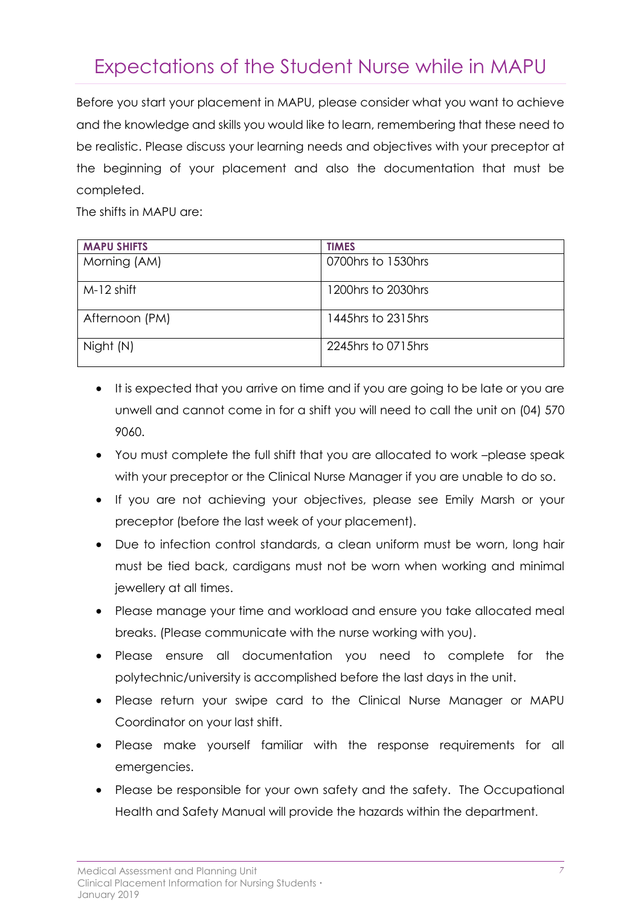# Expectations of the Student Nurse while in MAPU

Before you start your placement in MAPU, please consider what you want to achieve and the knowledge and skills you would like to learn, remembering that these need to be realistic. Please discuss your learning needs and objectives with your preceptor at the beginning of your placement and also the documentation that must be completed.

The shifts in MAPU are:

| MAPU SHIFTS | TIMES |
|---|---|
| Morning (AM) | 0700hrs to 1530hrs |
| M-12 shift | 1200hrs to 2030hrs |
| Afternoon (PM) | 1445hrs to 2315hrs |
| Night (N) | 2245hrs to 0715hrs |

- It is expected that you arrive on time and if you are going to be late or you are unwell and cannot come in for a shift you will need to call the unit on (04) 570 9060.
- You must complete the full shift that you are allocated to work –please speak with your preceptor or the Clinical Nurse Manager if you are unable to do so.
- If you are not achieving your objectives, please see Emily Marsh or your preceptor (before the last week of your placement).
- Due to infection control standards, a clean uniform must be worn, long hair must be tied back, cardigans must not be worn when working and minimal jewellery at all times.
- Please manage your time and workload and ensure you take allocated meal breaks. (Please communicate with the nurse working with you).
- Please ensure all documentation you need to complete for the polytechnic/university is accomplished before the last days in the unit.
- Please return your swipe card to the Clinical Nurse Manager or MAPU Coordinator on your last shift.
- Please make yourself familiar with the response requirements for all emergencies.
- Please be responsible for your own safety and the safety. The Occupational Health and Safety Manual will provide the hazards within the department.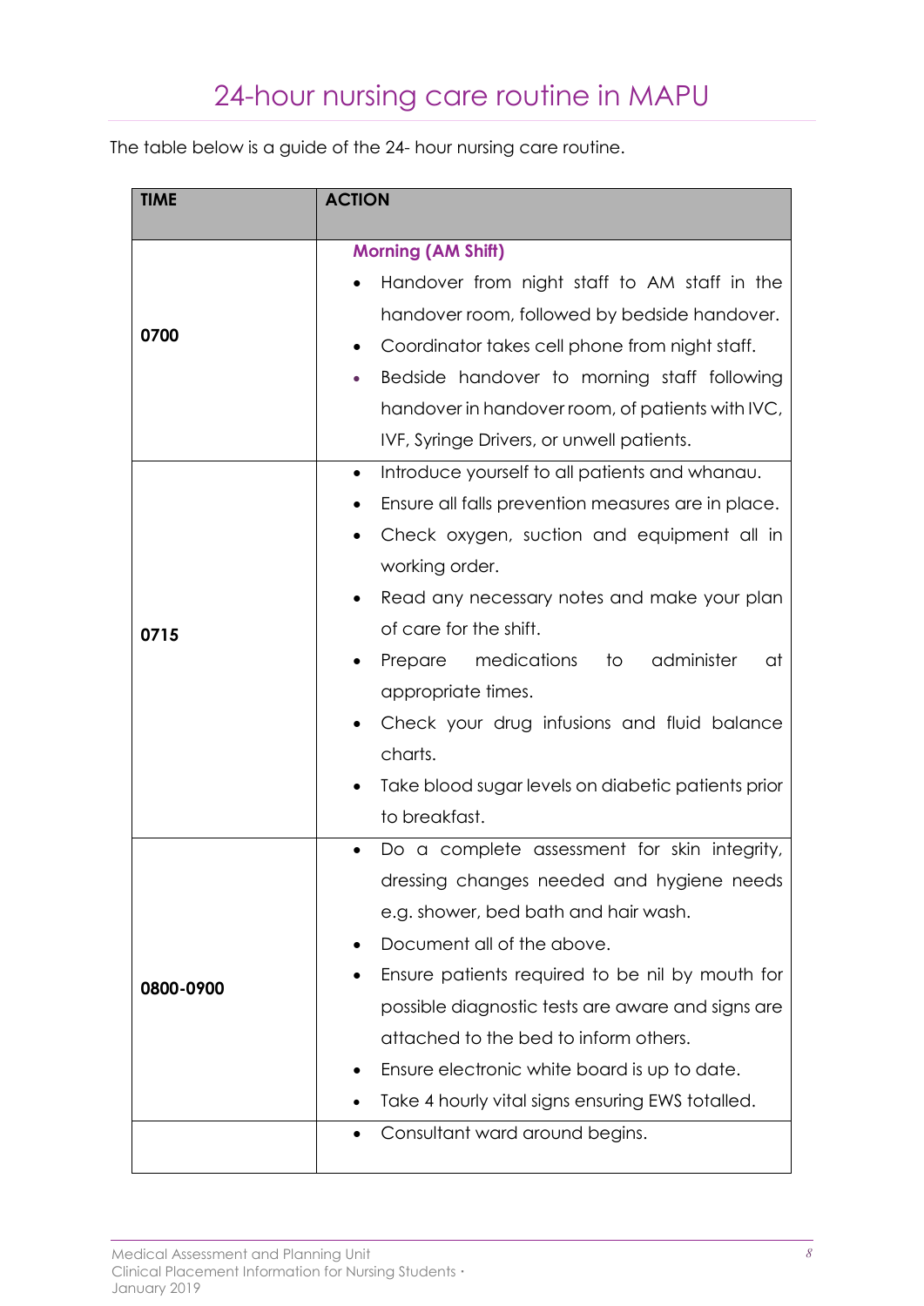# 24-hour nursing care routine in MAPU

The table below is a guide of the 24- hour nursing care routine.

| TIME | ACTION |
|---|---|
| 0700 | **Morning (AM Shift)**<br>• Handover from night staff to AM staff in the handover room, followed by bedside handover.<br>• Coordinator takes cell phone from night staff.<br>• Bedside handover to morning staff following handover in handover room, of patients with IVC, IVF, Syringe Drivers, or unwell patients. |
| 0715 | • Introduce yourself to all patients and whanau.<br>• Ensure all falls prevention measures are in place.<br>• Check oxygen, suction and equipment all in working order.<br>• Read any necessary notes and make your plan of care for the shift.<br>• Prepare medications to administer at appropriate times.<br>• Check your drug infusions and fluid balance charts.<br>• Take blood sugar levels on diabetic patients prior to breakfast. |
| 0800-0900 | • Do a complete assessment for skin integrity, dressing changes needed and hygiene needs e.g. shower, bed bath and hair wash.<br>• Document all of the above.<br>• Ensure patients required to be nil by mouth for possible diagnostic tests are aware and signs are attached to the bed to inform others.<br>• Ensure electronic white board is up to date.<br>• Take 4 hourly vital signs ensuring EWS totalled. |
| | • Consultant ward around begins. |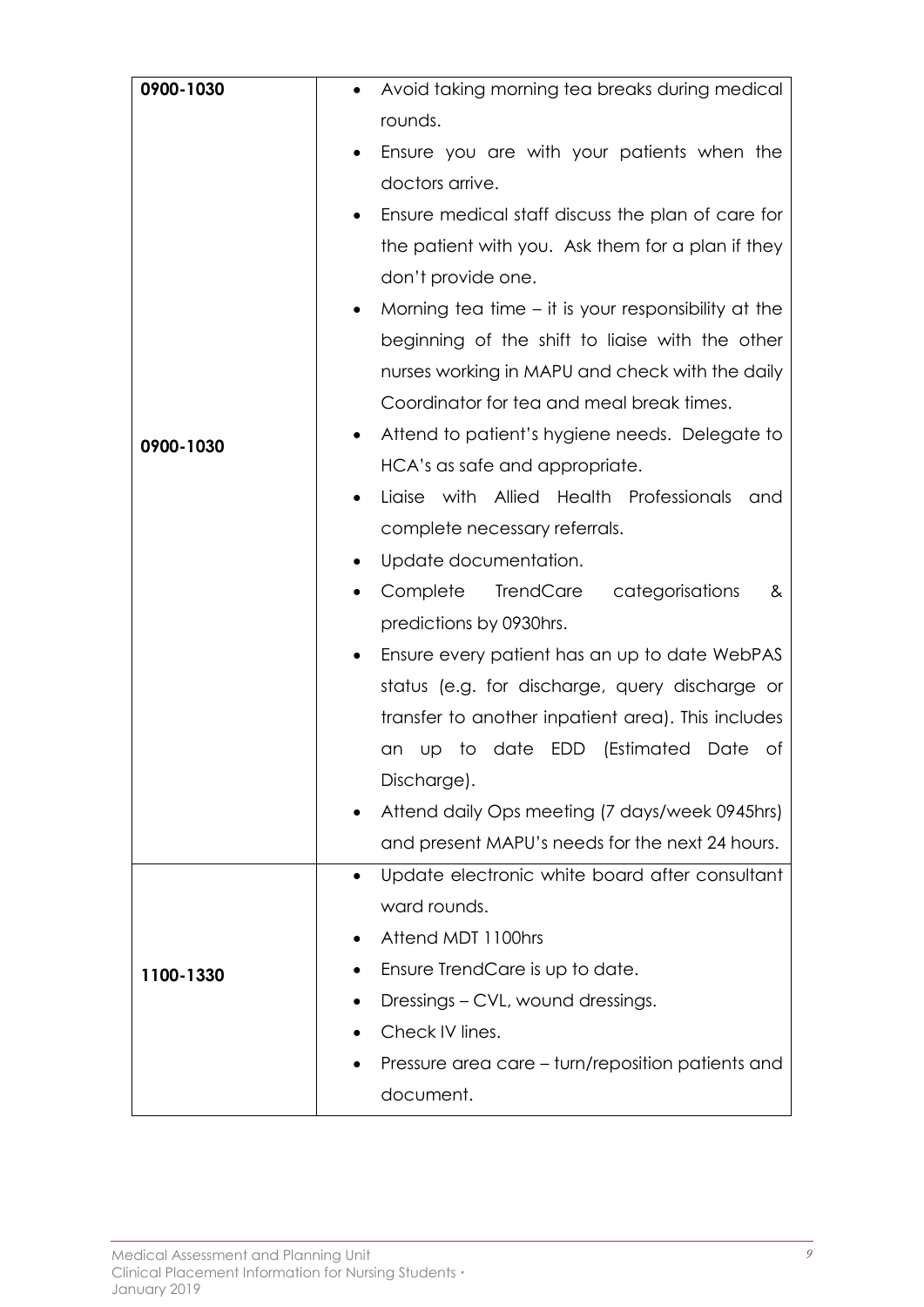| | |
|---|---|
| 0900-1030 | • Avoid taking morning tea breaks during medical rounds.<br>• Ensure you are with your patients when the doctors arrive.<br>• Ensure medical staff discuss the plan of care for the patient with you. Ask them for a plan if they don't provide one.<br>• Morning tea time – it is your responsibility at the beginning of the shift to liaise with the other nurses working in MAPU and check with the daily Coordinator for tea and meal break times. |
| 0900-1030 | • Attend to patient's hygiene needs. Delegate to HCA's as safe and appropriate.<br>• Liaise with Allied Health Professionals and complete necessary referrals.<br>• Update documentation.<br>• Complete TrendCare categorisations & predictions by 0930hrs.<br>• Ensure every patient has an up to date WebPAS status (e.g. for discharge, query discharge or transfer to another inpatient area). This includes an up to date EDD (Estimated Date of Discharge).<br>• Attend daily Ops meeting (7 days/week 0945hrs) and present MAPU's needs for the next 24 hours. |
| 1100-1330 | • Update electronic white board after consultant ward rounds.<br>• Attend MDT 1100hrs<br>• Ensure TrendCare is up to date.<br>• Dressings – CVL, wound dressings.<br>• Check IV lines.<br>• Pressure area care – turn/reposition patients and document. |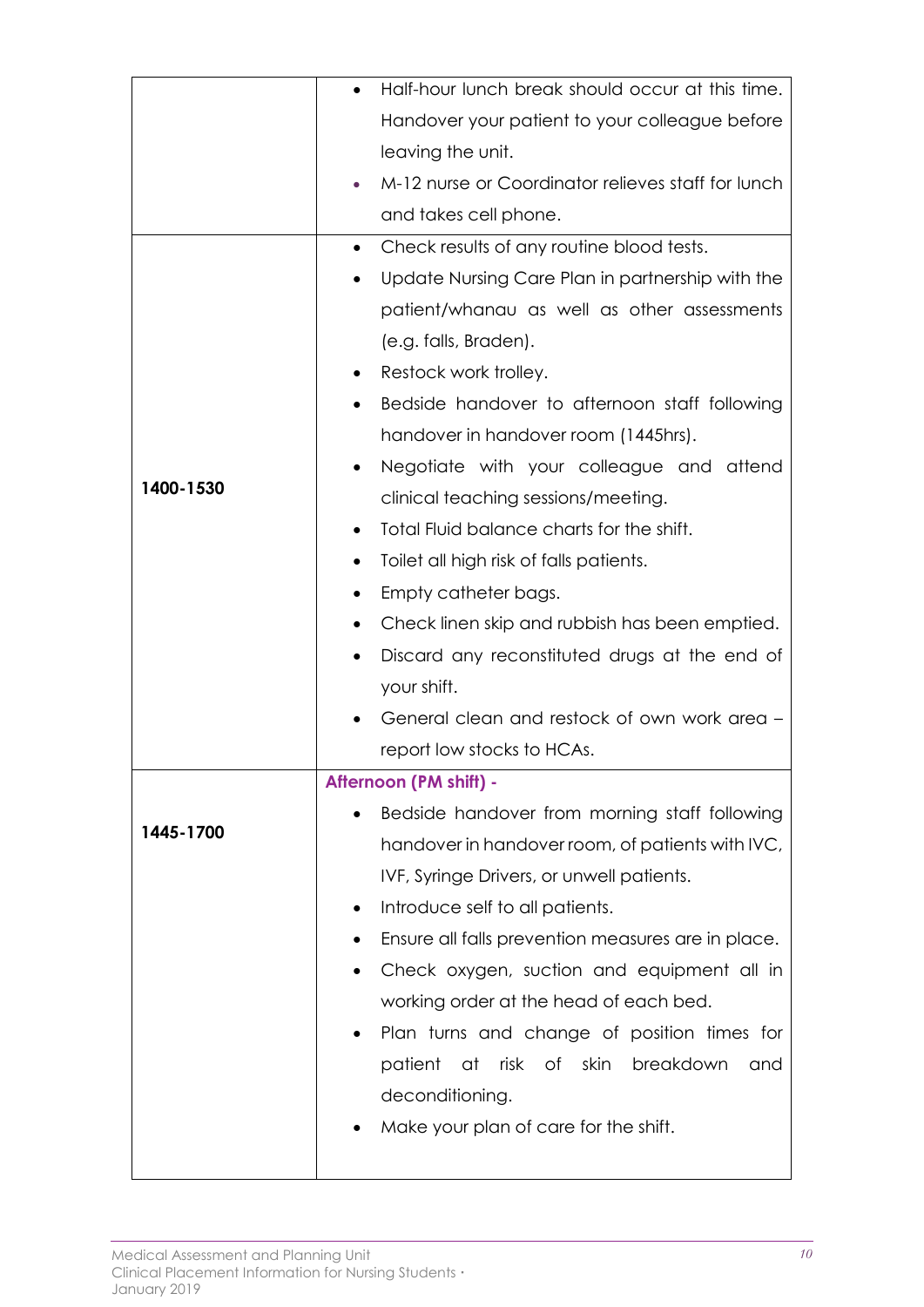| | |
|---|---|
| | • Half-hour lunch break should occur at this time. Handover your patient to your colleague before leaving the unit.<br>• M-12 nurse or Coordinator relieves staff for lunch and takes cell phone. |
| **1400-1530** | • Check results of any routine blood tests.<br>• Update Nursing Care Plan in partnership with the patient/whanau as well as other assessments (e.g. falls, Braden).<br>• Restock work trolley.<br>• Bedside handover to afternoon staff following handover in handover room (1445hrs).<br>• Negotiate with your colleague and attend clinical teaching sessions/meeting.<br>• Total Fluid balance charts for the shift.<br>• Toilet all high risk of falls patients.<br>• Empty catheter bags.<br>• Check linen skip and rubbish has been emptied.<br>• Discard any reconstituted drugs at the end of your shift.<br>• General clean and restock of own work area – report low stocks to HCAs. |
| **1445-1700** | **Afternoon (PM shift) -**<br>• Bedside handover from morning staff following handover in handover room, of patients with IVC, IVF, Syringe Drivers, or unwell patients.<br>• Introduce self to all patients.<br>• Ensure all falls prevention measures are in place.<br>• Check oxygen, suction and equipment all in working order at the head of each bed.<br>• Plan turns and change of position times for patient at risk of skin breakdown and deconditioning.<br>• Make your plan of care for the shift. |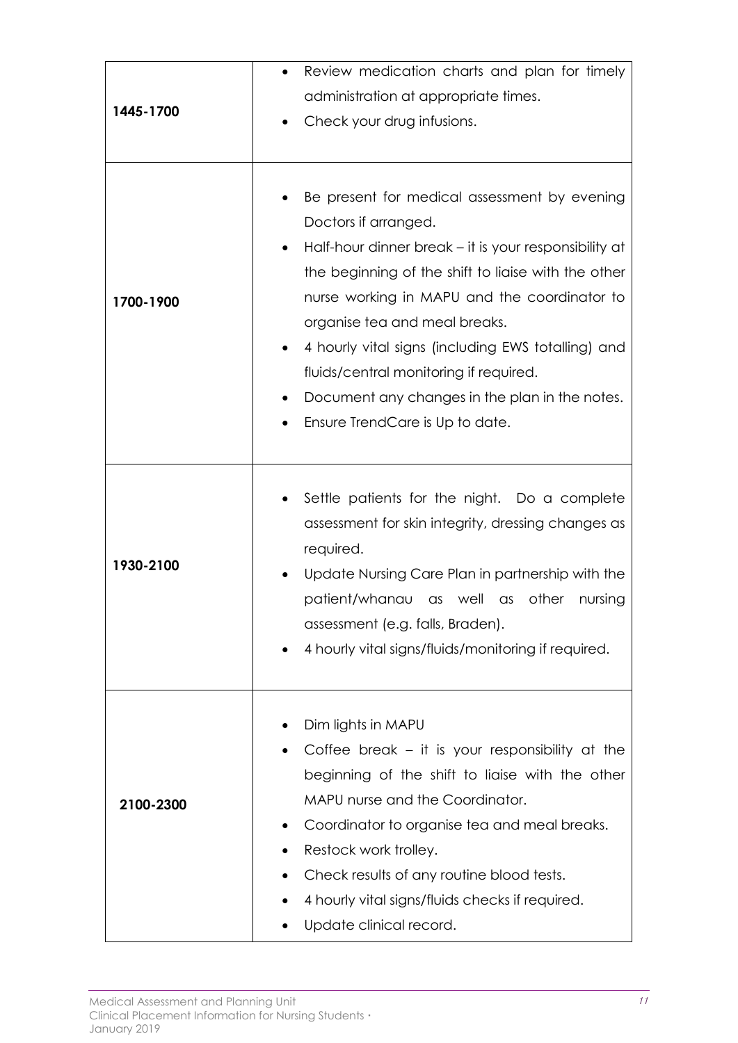| | |
|---|---|
| **1445-1700** | • Review medication charts and plan for timely administration at appropriate times.<br>• Check your drug infusions. |
| **1700-1900** | • Be present for medical assessment by evening Doctors if arranged.<br>• Half-hour dinner break – it is your responsibility at the beginning of the shift to liaise with the other nurse working in MAPU and the coordinator to organise tea and meal breaks.<br>• 4 hourly vital signs (including EWS totalling) and fluids/central monitoring if required.<br>• Document any changes in the plan in the notes.<br>• Ensure TrendCare is Up to date. |
| **1930-2100** | • Settle patients for the night. Do a complete assessment for skin integrity, dressing changes as required.<br>• Update Nursing Care Plan in partnership with the patient/whanau as well as other nursing assessment (e.g. falls, Braden).<br>• 4 hourly vital signs/fluids/monitoring if required. |
| **2100-2300** | • Dim lights in MAPU<br>• Coffee break – it is your responsibility at the beginning of the shift to liaise with the other MAPU nurse and the Coordinator.<br>• Coordinator to organise tea and meal breaks.<br>• Restock work trolley.<br>• Check results of any routine blood tests.<br>• 4 hourly vital signs/fluids checks if required.<br>• Update clinical record. |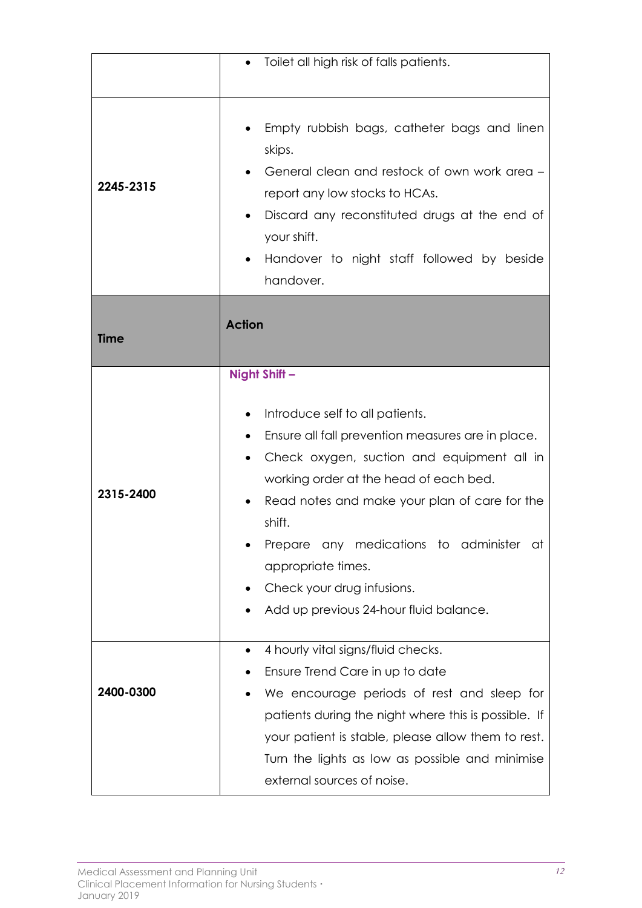| | |
|---|---|
| | • Toilet all high risk of falls patients. |
| **2245-2315** | • Empty rubbish bags, catheter bags and linen skips.<br>• General clean and restock of own work area – report any low stocks to HCAs.<br>• Discard any reconstituted drugs at the end of your shift.<br>• Handover to night staff followed by beside handover. |
| **Time** | **Action** |
| **2315-2400** | **Night Shift –**<br><br>• Introduce self to all patients.<br>• Ensure all fall prevention measures are in place.<br>• Check oxygen, suction and equipment all in working order at the head of each bed.<br>• Read notes and make your plan of care for the shift.<br>• Prepare any medications to administer at appropriate times.<br>• Check your drug infusions.<br>• Add up previous 24-hour fluid balance. |
| **2400-0300** | • 4 hourly vital signs/fluid checks.<br>• Ensure Trend Care in up to date<br>• We encourage periods of rest and sleep for patients during the night where this is possible. If your patient is stable, please allow them to rest. Turn the lights as low as possible and minimise external sources of noise. |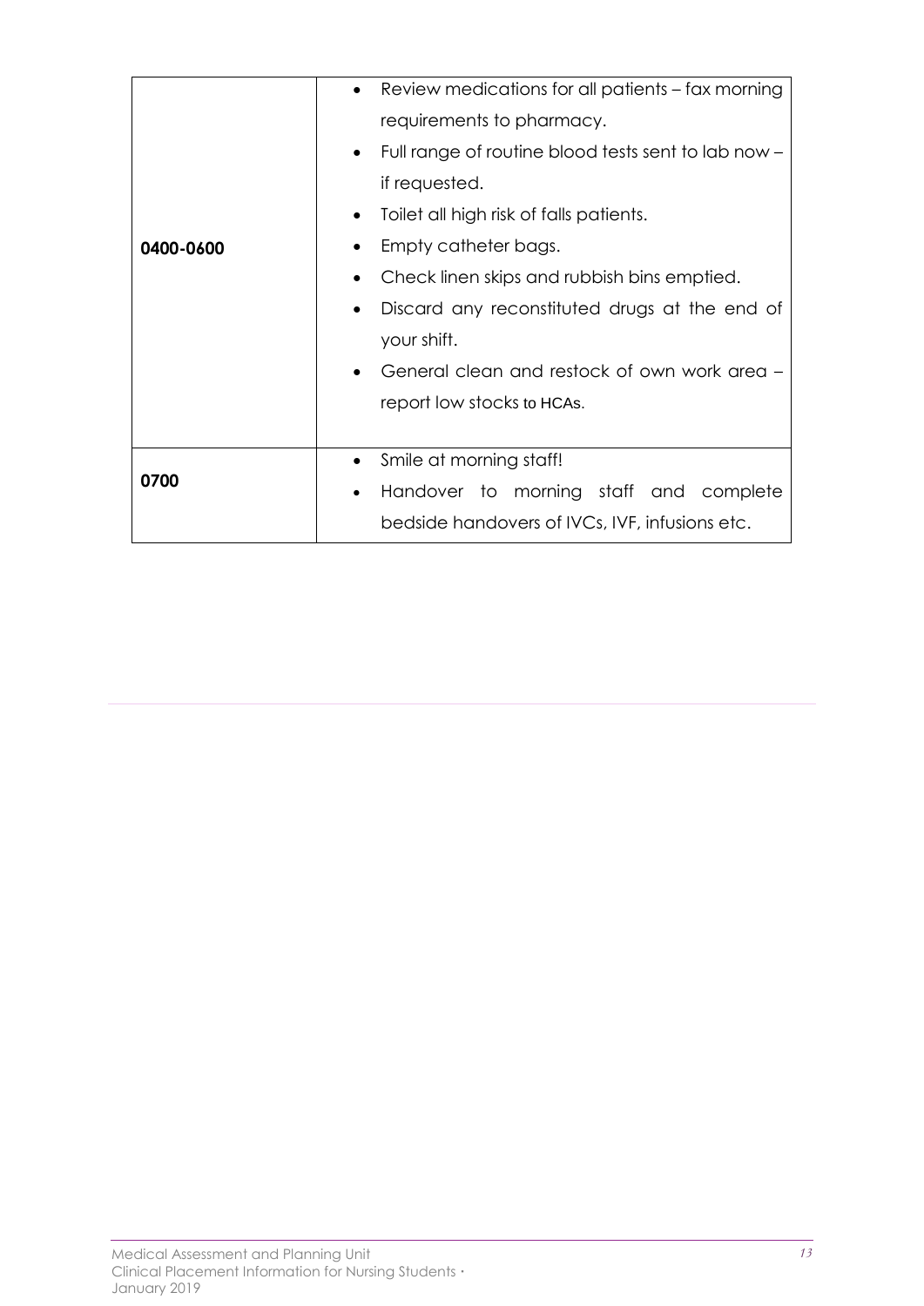| | |
|---|---|
| **0400-0600** | • Review medications for all patients – fax morning requirements to pharmacy.<br>• Full range of routine blood tests sent to lab now – if requested.<br>• Toilet all high risk of falls patients.<br>• Empty catheter bags.<br>• Check linen skips and rubbish bins emptied.<br>• Discard any reconstituted drugs at the end of your shift.<br>• General clean and restock of own work area – report low stocks to HCAs. |
| **0700** | • Smile at morning staff!<br>• Handover to morning staff and complete bedside handovers of IVCs, IVF, infusions etc. |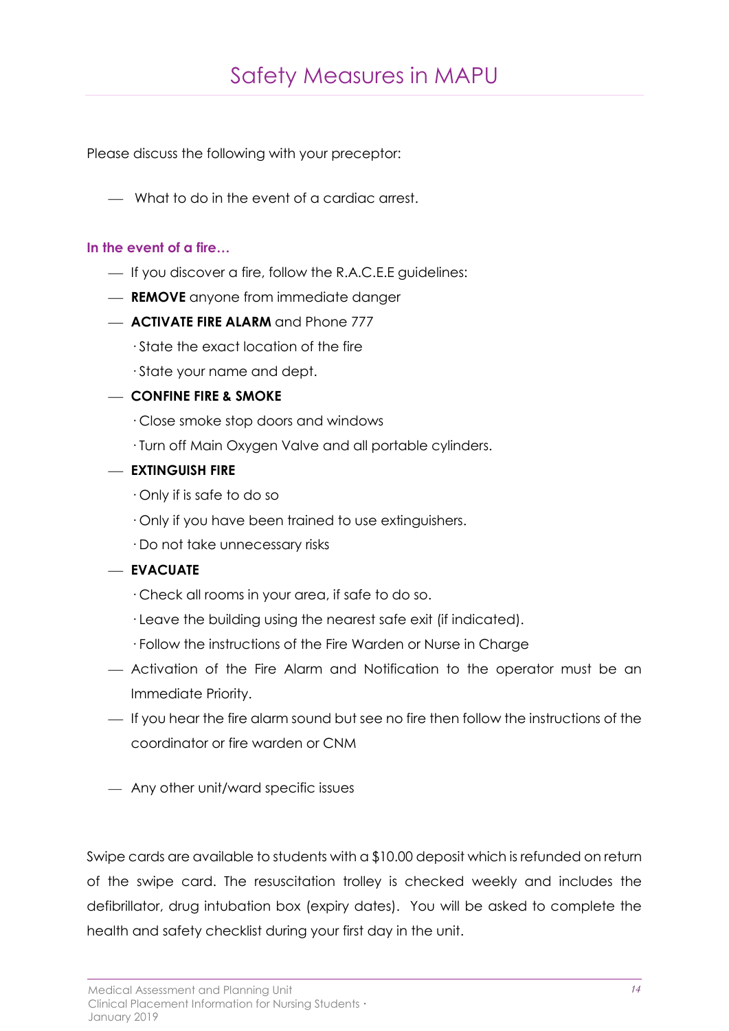# Safety Measures in MAPU

Please discuss the following with your preceptor:

- What to do in the event of a cardiac arrest.

**In the event of a fire…**

- If you discover a fire, follow the R.A.C.E.E guidelines:
- **REMOVE** anyone from immediate danger
- **ACTIVATE FIRE ALARM** and Phone 777
  - State the exact location of the fire
  - State your name and dept.
- **CONFINE FIRE & SMOKE**
  - Close smoke stop doors and windows
  - Turn off Main Oxygen Valve and all portable cylinders.
- **EXTINGUISH FIRE**
  - Only if is safe to do so
  - Only if you have been trained to use extinguishers.
  - Do not take unnecessary risks
- **EVACUATE**
  - Check all rooms in your area, if safe to do so.
  - Leave the building using the nearest safe exit (if indicated).
  - Follow the instructions of the Fire Warden or Nurse in Charge
- Activation of the Fire Alarm and Notification to the operator must be an Immediate Priority.
- If you hear the fire alarm sound but see no fire then follow the instructions of the coordinator or fire warden or CNM

- Any other unit/ward specific issues

Swipe cards are available to students with a $10.00 deposit which is refunded on return of the swipe card. The resuscitation trolley is checked weekly and includes the defibrillator, drug intubation box (expiry dates). You will be asked to complete the health and safety checklist during your first day in the unit.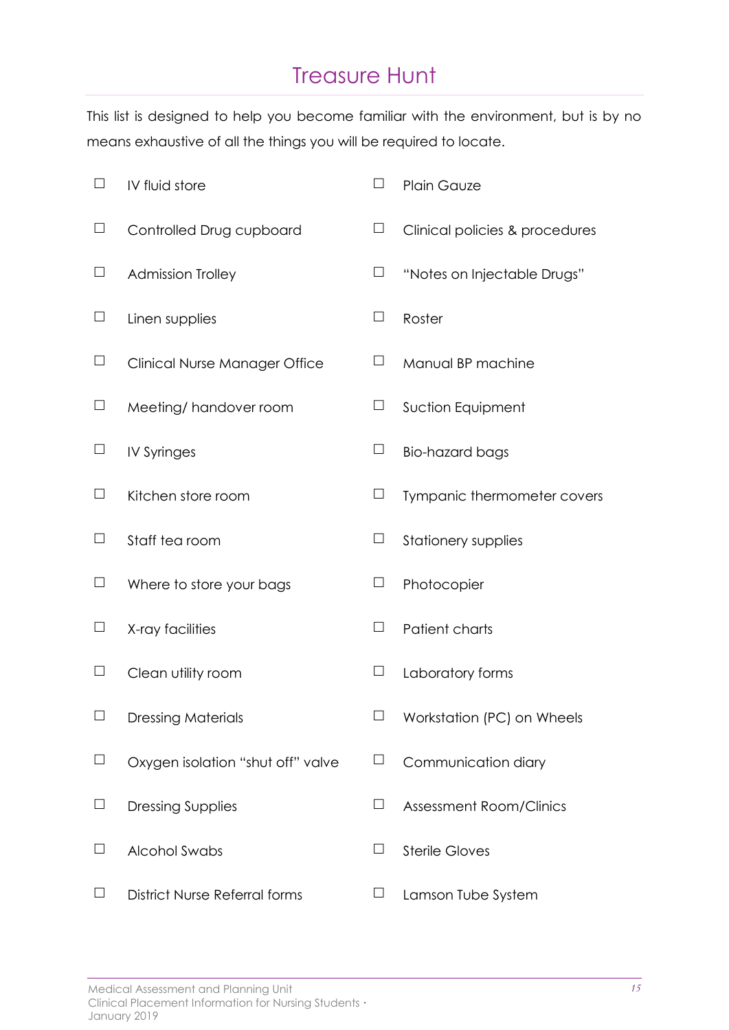# Treasure Hunt

This list is designed to help you become familiar with the environment, but is by no means exhaustive of all the things you will be required to locate.

- ☐ IV fluid store
- ☐ Controlled Drug cupboard
- ☐ Admission Trolley
- ☐ Linen supplies
- ☐ Clinical Nurse Manager Office
- ☐ Meeting/ handover room
- ☐ IV Syringes
- ☐ Kitchen store room
- ☐ Staff tea room
- ☐ Where to store your bags
- ☐ X-ray facilities
- ☐ Clean utility room
- ☐ Dressing Materials
- ☐ Oxygen isolation "shut off" valve
- ☐ Dressing Supplies
- ☐ Alcohol Swabs
- ☐ District Nurse Referral forms
- ☐ Plain Gauze
- ☐ Clinical policies & procedures
- ☐ "Notes on Injectable Drugs"
- ☐ Roster
- ☐ Manual BP machine
- ☐ Suction Equipment
- ☐ Bio-hazard bags
- ☐ Tympanic thermometer covers
- ☐ Stationery supplies
- ☐ Photocopier
- ☐ Patient charts
- ☐ Laboratory forms
- ☐ Workstation (PC) on Wheels
- ☐ Communication diary
- ☐ Assessment Room/Clinics
- ☐ Sterile Gloves
- ☐ Lamson Tube System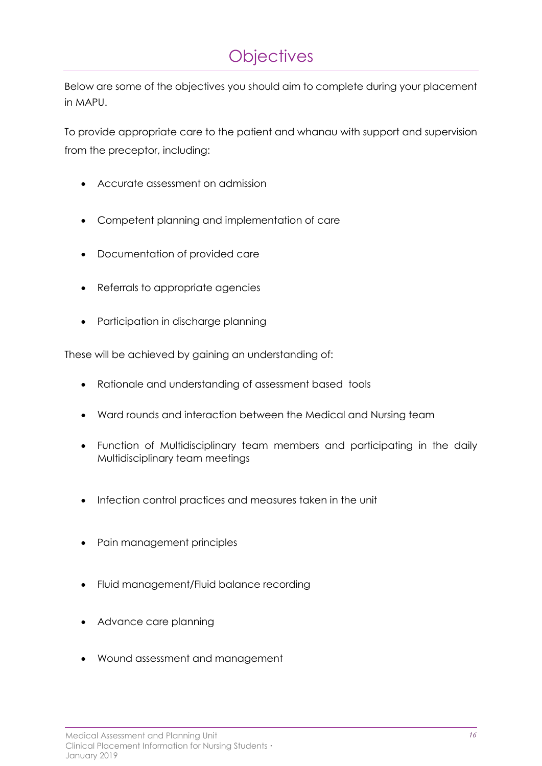# Objectives

Below are some of the objectives you should aim to complete during your placement in MAPU.

To provide appropriate care to the patient and whanau with support and supervision from the preceptor, including:

- Accurate assessment on admission
- Competent planning and implementation of care
- Documentation of provided care
- Referrals to appropriate agencies
- Participation in discharge planning

These will be achieved by gaining an understanding of:

- Rationale and understanding of assessment based tools
- Ward rounds and interaction between the Medical and Nursing team
- Function of Multidisciplinary team members and participating in the daily Multidisciplinary team meetings
- Infection control practices and measures taken in the unit
- Pain management principles
- Fluid management/Fluid balance recording
- Advance care planning
- Wound assessment and management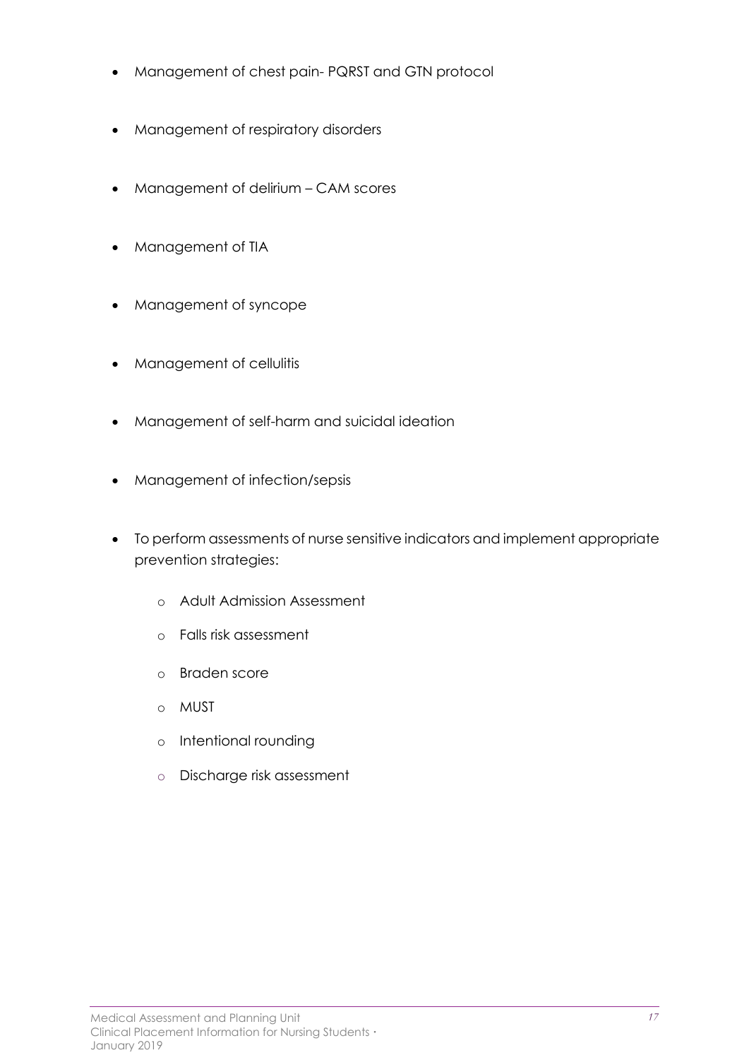- Management of chest pain- PQRST and GTN protocol
- Management of respiratory disorders
- Management of delirium – CAM scores
- Management of TIA
- Management of syncope
- Management of cellulitis
- Management of self-harm and suicidal ideation
- Management of infection/sepsis
- To perform assessments of nurse sensitive indicators and implement appropriate prevention strategies:
  - Adult Admission Assessment
  - Falls risk assessment
  - Braden score
  - MUST
  - Intentional rounding
  - Discharge risk assessment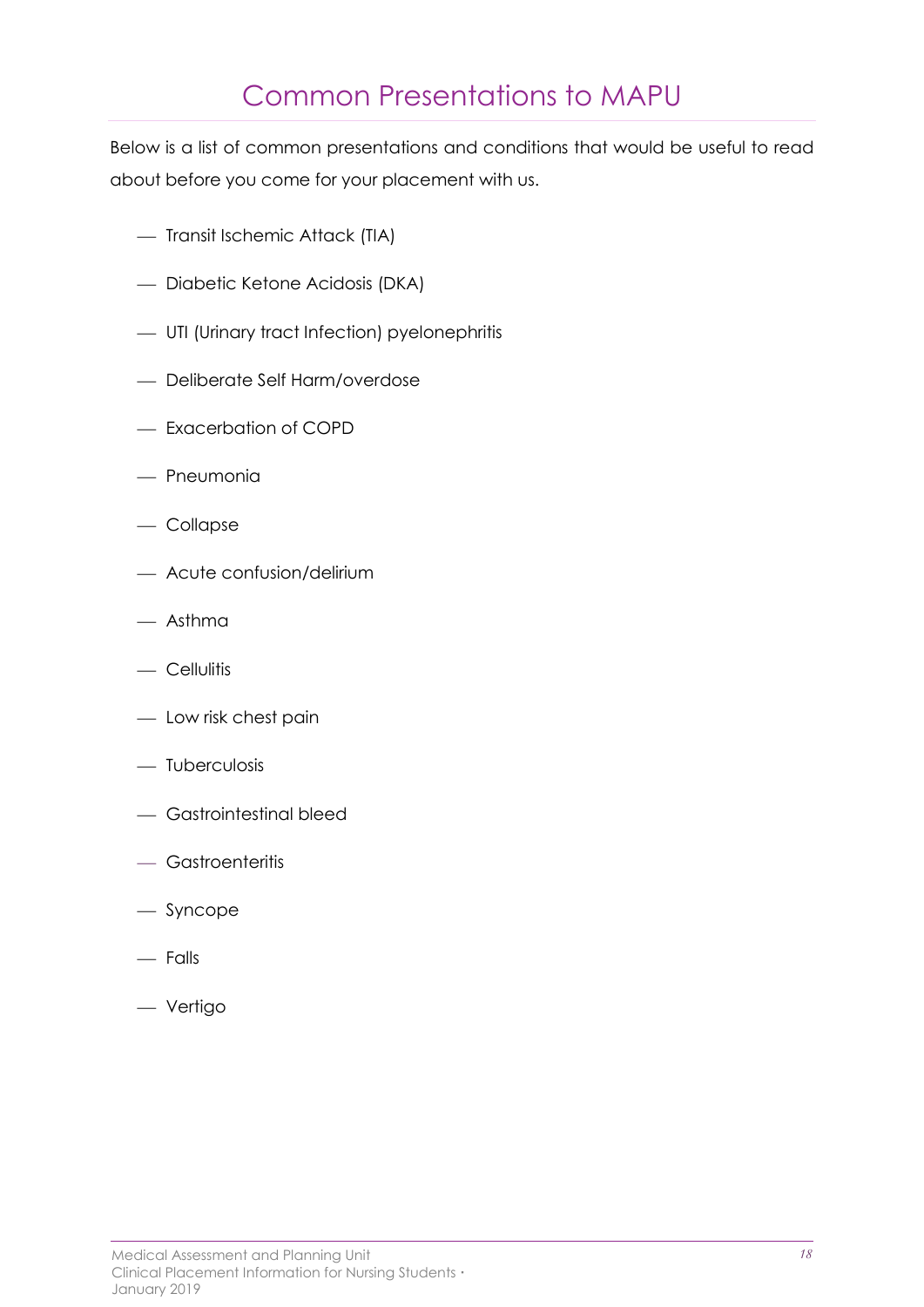# Common Presentations to MAPU

Below is a list of common presentations and conditions that would be useful to read about before you come for your placement with us.

- Transit Ischemic Attack (TIA)
- Diabetic Ketone Acidosis (DKA)
- UTI (Urinary tract Infection) pyelonephritis
- Deliberate Self Harm/overdose
- Exacerbation of COPD
- Pneumonia
- Collapse
- Acute confusion/delirium
- Asthma
- Cellulitis
- Low risk chest pain
- Tuberculosis
- Gastrointestinal bleed
- Gastroenteritis
- Syncope
- Falls
- Vertigo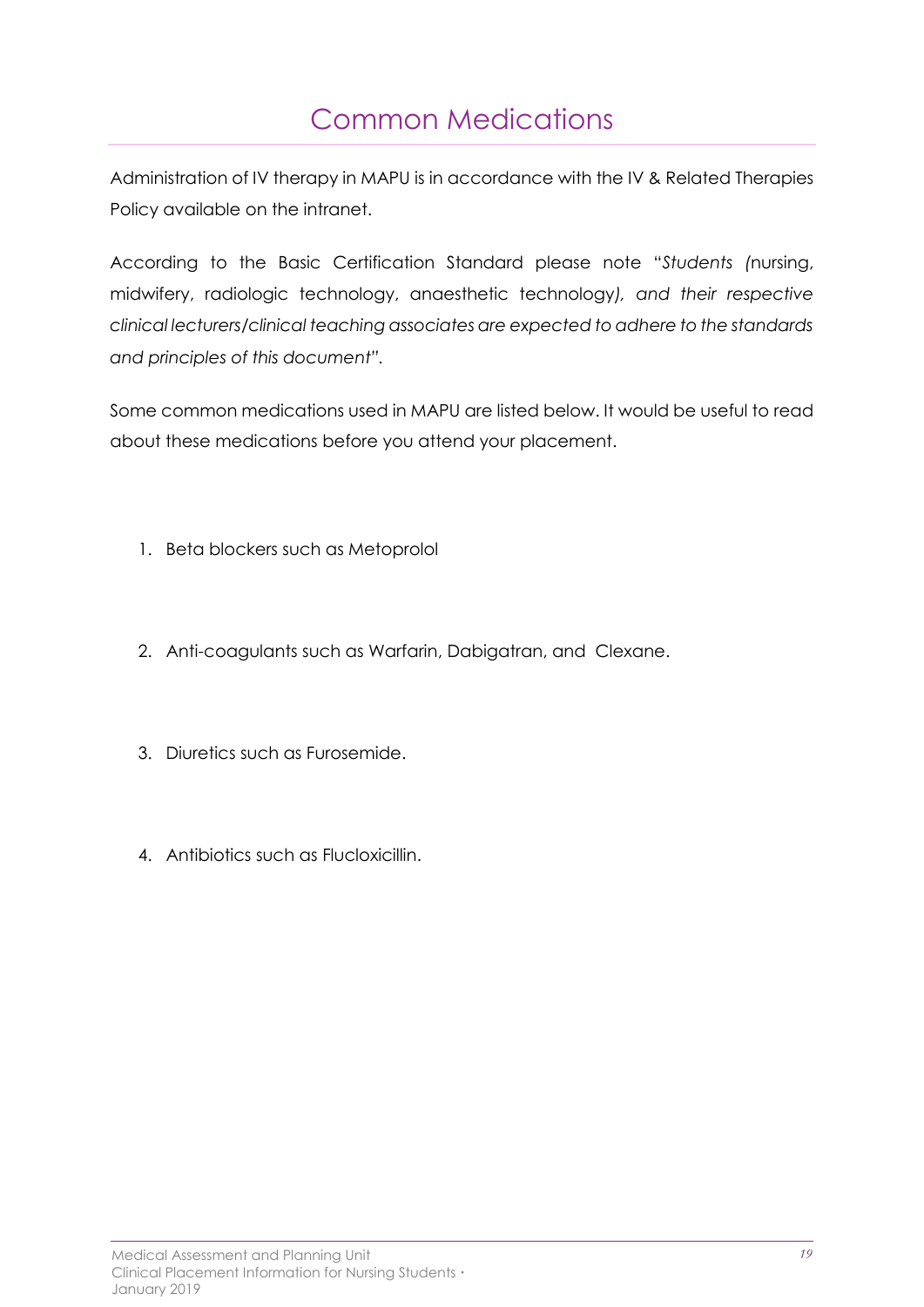# Common Medications

Administration of IV therapy in MAPU is in accordance with the IV & Related Therapies Policy available on the intranet.

According to the Basic Certification Standard please note "*Students (*nursing, midwifery, radiologic technology, anaesthetic technology*), and their respective clinical lecturers/clinical teaching associates are expected to adhere to the standards and principles of this document*".

Some common medications used in MAPU are listed below. It would be useful to read about these medications before you attend your placement.

1. Beta blockers such as Metoprolol
2. Anti-coagulants such as Warfarin, Dabigatran, and Clexane.
3. Diuretics such as Furosemide.
4. Antibiotics such as Flucloxicillin.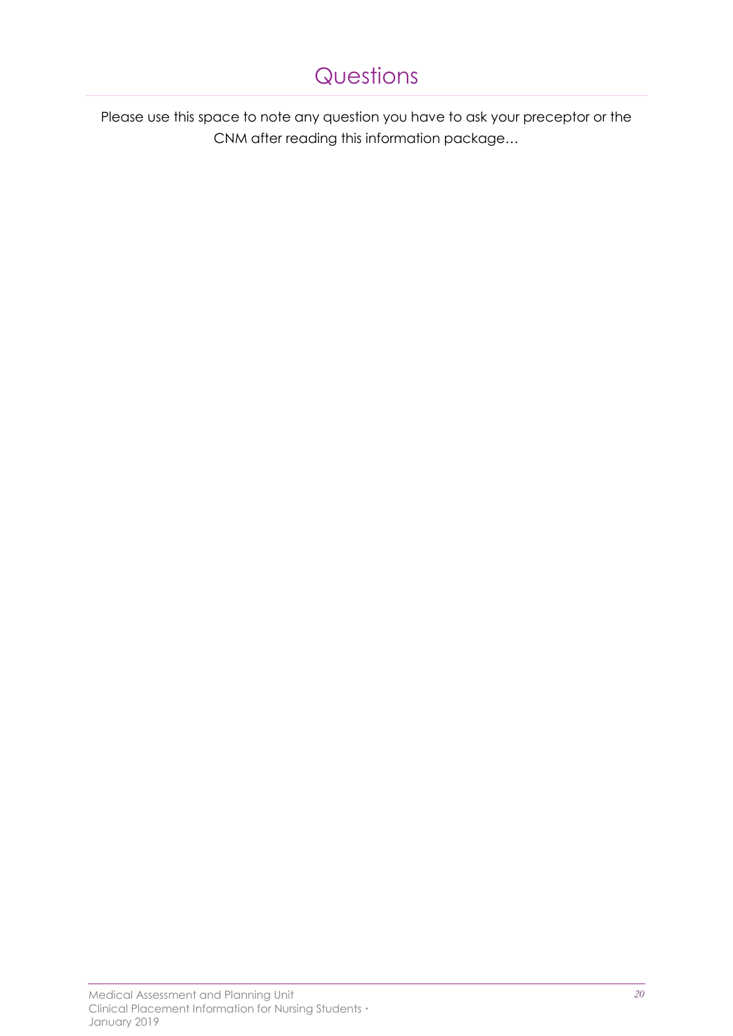# Questions

Please use this space to note any question you have to ask your preceptor or the CNM after reading this information package…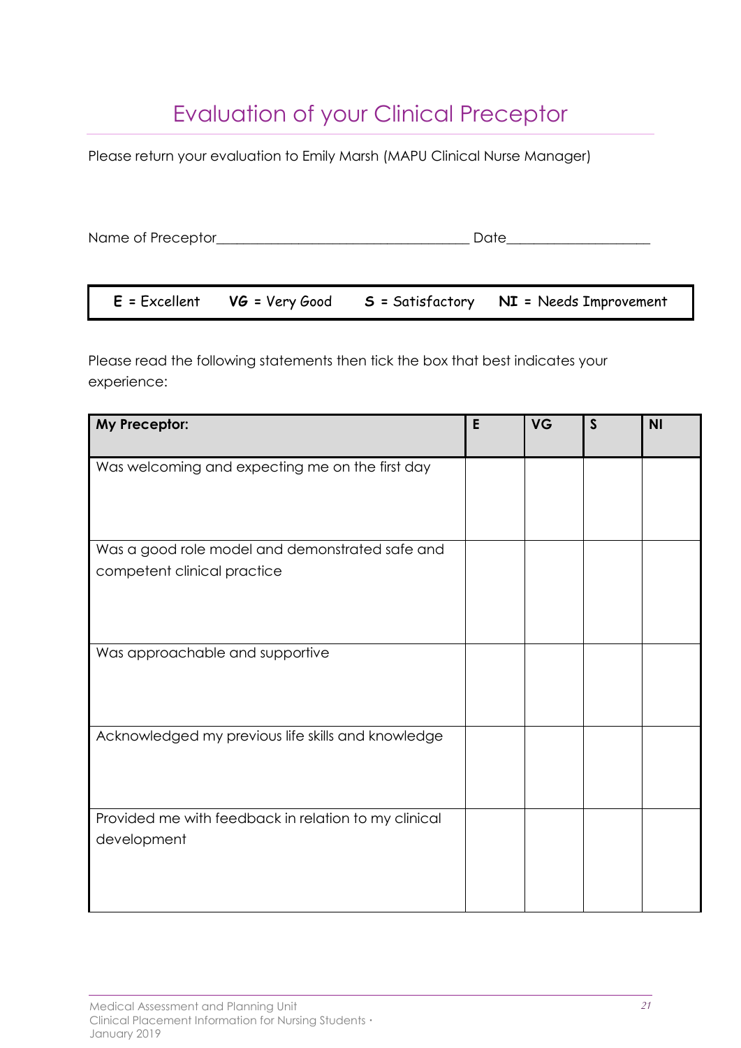# Evaluation of your Clinical Preceptor

Please return your evaluation to Emily Marsh (MAPU Clinical Nurse Manager)

Name of Preceptor___________________________________ Date___________________

| **E** = Excellent | **VG** = Very Good | **S** = Satisfactory | **NI** = Needs Improvement |
|---|---|---|---|

Please read the following statements then tick the box that best indicates your experience:

| **My Preceptor:** | **E** | **VG** | **S** | **NI** |
|---|---|---|---|---|
| Was welcoming and expecting me on the first day | | | | |
| Was a good role model and demonstrated safe and competent clinical practice | | | | |
| Was approachable and supportive | | | | |
| Acknowledged my previous life skills and knowledge | | | | |
| Provided me with feedback in relation to my clinical development | | | | |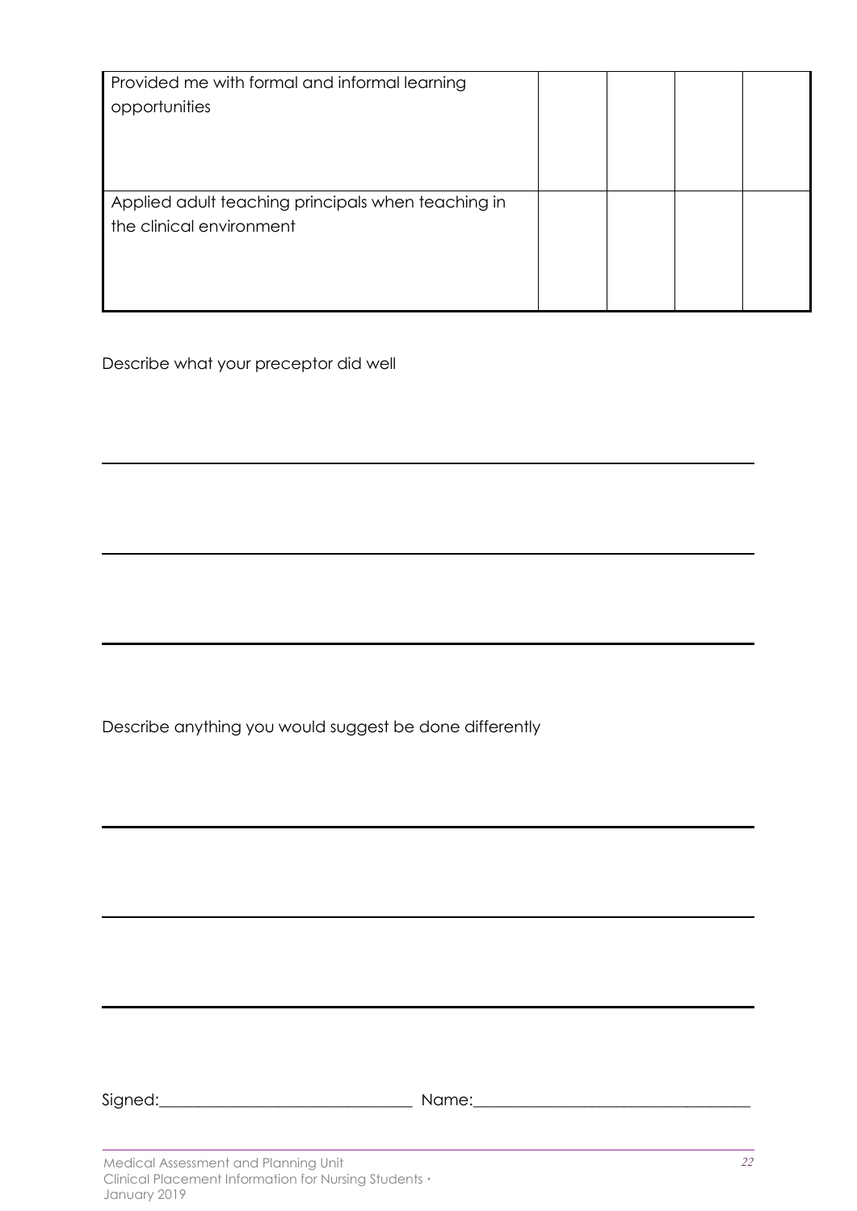| | | | | |
|---|---|---|---|---|
| Provided me with formal and informal learning opportunities | | | | |
| Applied adult teaching principals when teaching in the clinical environment | | | | |

Describe what your preceptor did well

___________________________________________________________________________

___________________________________________________________________________

___________________________________________________________________________

Describe anything you would suggest be done differently

___________________________________________________________________________

___________________________________________________________________________

___________________________________________________________________________

Signed:_______________________________ Name:__________________________________